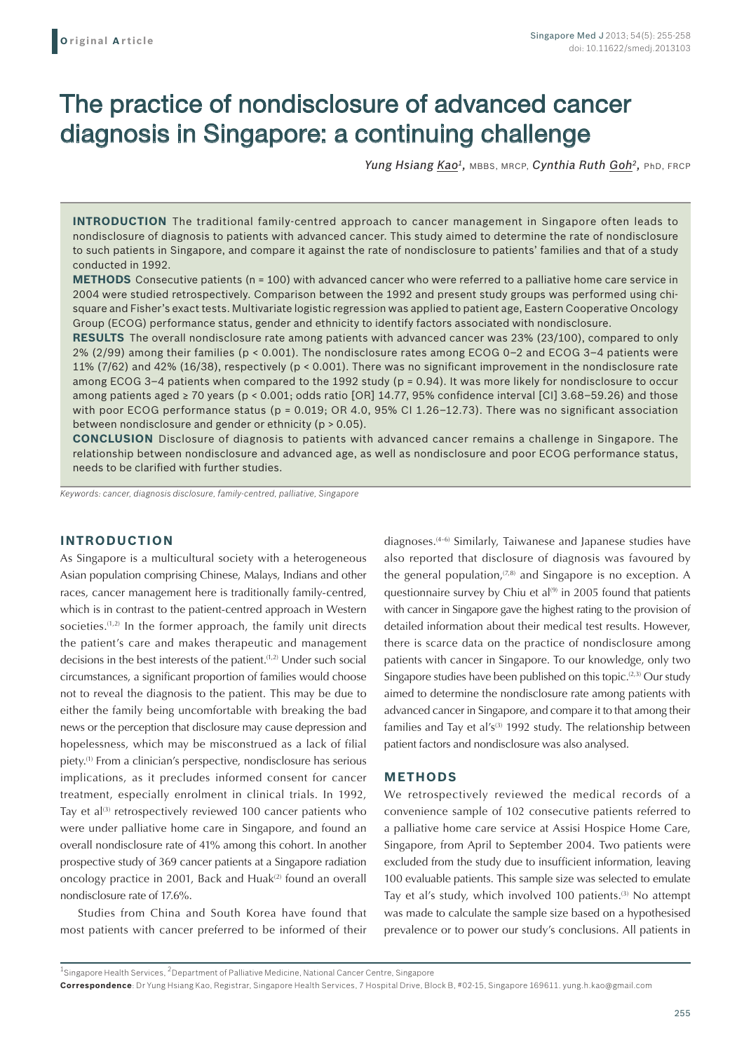Original Article

# The practice of nondisclosure of advanced cancer diagnosis in Singapore: a continuing challenge

*Yung Hsiang Kao[1]*, MBBS, MRCP, *Cynthia Ruth Goh[2]*, PhD, FRCP

**INTRODUCTION** The traditional family-centred approach to cancer management in Singapore often leads to nondisclosure of diagnosis to patients with advanced cancer. This study aimed to determine the rate of nondisclosure to such patients in Singapore, and compare it against the rate of nondisclosure to patients' families and that of a study conducted in 1992.

**METHODS** Consecutive patients (n = 100) with advanced cancer who were referred to a palliative home care service in 2004 were studied retrospectively. Comparison between the 1992 and present study groups was performed using chi-square and Fisher's exact tests. Multivariate logistic regression was applied to patient age, Eastern Cooperative Oncology Group (ECOG) performance status, gender and ethnicity to identify factors associated with nondisclosure.

**RESULTS** The overall nondisclosure rate among patients with advanced cancer was 23% (23/100), compared to only 2% (2/99) among their families ($p < 0.001$). The nondisclosure rates among ECOG 0–2 and ECOG 3–4 patients were 11% (7/62) and 42% (16/38), respectively ($p < 0.001$). There was no significant improvement in the nondisclosure rate among ECOG 3–4 patients when compared to the 1992 study ($p = 0.94$). It was more likely for nondisclosure to occur among patients aged ≥ 70 years ($p < 0.001$; odds ratio [OR] 14.77, 95% confidence interval [CI] 3.68–59.26) and those with poor ECOG performance status ($p = 0.019$; OR 4.0, 95% CI 1.26–12.73). There was no significant association between nondisclosure and gender or ethnicity ($p > 0.05$).

**CONCLUSION** Disclosure of diagnosis to patients with advanced cancer remains a challenge in Singapore. The relationship between nondisclosure and advanced age, as well as nondisclosure and poor ECOG performance status, needs to be clarified with further studies.

*Keywords: cancer, diagnosis disclosure, family-centred, palliative, Singapore*

## INTRODUCTION

As Singapore is a multicultural society with a heterogeneous Asian population comprising Chinese, Malays, Indians and other races, cancer management here is traditionally family-centred, which is in contrast to the patient-centred approach in Western societies.[1,2] In the former approach, the family unit directs the patient's care and makes therapeutic and management decisions in the best interests of the patient.[1,2] Under such social circumstances, a significant proportion of families would choose not to reveal the diagnosis to the patient. This may be due to either the family being uncomfortable with breaking the bad news or the perception that disclosure may cause depression and hopelessness, which may be misconstrued as a lack of filial piety.[1] From a clinician's perspective, nondisclosure has serious implications, as it precludes informed consent for cancer treatment, especially enrolment in clinical trials. In 1992, Tay et al[3] retrospectively reviewed 100 cancer patients who were under palliative home care in Singapore, and found an overall nondisclosure rate of 41% among this cohort. In another prospective study of 369 cancer patients at a Singapore radiation oncology practice in 2001, Back and Huak[2] found an overall nondisclosure rate of 17.6%.

Studies from China and South Korea have found that most patients with cancer preferred to be informed of their diagnoses.[4–6] Similarly, Taiwanese and Japanese studies have also reported that disclosure of diagnosis was favoured by the general population,[7,8] and Singapore is no exception. A questionnaire survey by Chiu et al[9] in 2005 found that patients with cancer in Singapore gave the highest rating to the provision of detailed information about their medical test results. However, there is scarce data on the practice of nondisclosure among patients with cancer in Singapore. To our knowledge, only two Singapore studies have been published on this topic.[2,3] Our study aimed to determine the nondisclosure rate among patients with advanced cancer in Singapore, and compare it to that among their families and Tay et al's[3] 1992 study. The relationship between patient factors and nondisclosure was also analysed.

## METHODS

We retrospectively reviewed the medical records of a convenience sample of 102 consecutive patients referred to a palliative home care service at Assisi Hospice Home Care, Singapore, from April to September 2004. Two patients were excluded from the study due to insufficient information, leaving 100 evaluable patients. This sample size was selected to emulate Tay et al's study, which involved 100 patients.[3] No attempt was made to calculate the sample size based on a hypothesised prevalence or to power our study's conclusions. All patients in

[1]Singapore Health Services, [2]Department of Palliative Medicine, National Cancer Centre, Singapore

**Correspondence**: Dr Yung Hsiang Kao, Registrar, Singapore Health Services, 7 Hospital Drive, Block B, #02-15, Singapore 169611. yung.h.kao@gmail.com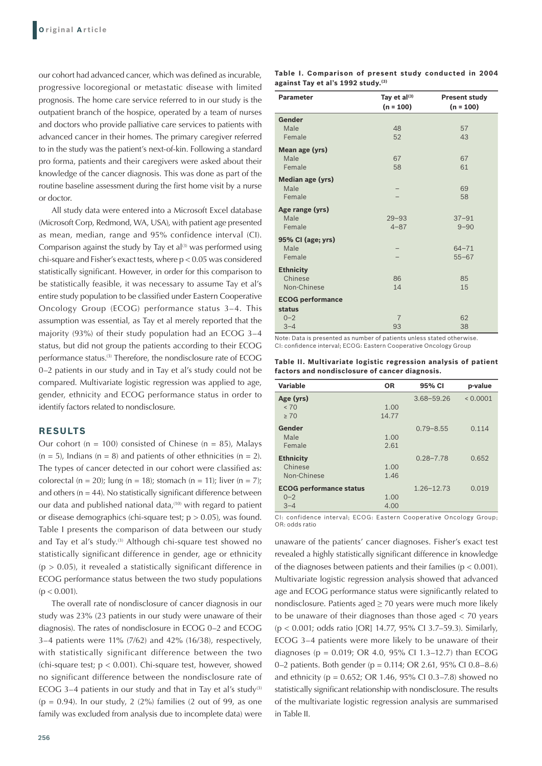our cohort had advanced cancer, which was defined as incurable, progressive locoregional or metastatic disease with limited prognosis. The home care service referred to in our study is the outpatient branch of the hospice, operated by a team of nurses and doctors who provide palliative care services to patients with advanced cancer in their homes. The primary caregiver referred to in the study was the patient's next-of-kin. Following a standard pro forma, patients and their caregivers were asked about their knowledge of the cancer diagnosis. This was done as part of the routine baseline assessment during the first home visit by a nurse or doctor.

All study data were entered into a Microsoft Excel database (Microsoft Corp, Redmond, WA, USA), with patient age presented as mean, median, range and 95% confidence interval (CI). Comparison against the study by Tay et al[3] was performed using chi-square and Fisher's exact tests, where $p < 0.05$ was considered statistically significant. However, in order for this comparison to be statistically feasible, it was necessary to assume Tay et al's entire study population to be classified under Eastern Cooperative Oncology Group (ECOG) performance status 3–4. This assumption was essential, as Tay et al merely reported that the majority (93%) of their study population had an ECOG 3–4 status, but did not group the patients according to their ECOG performance status.[3] Therefore, the nondisclosure rate of ECOG 0–2 patients in our study and in Tay et al's study could not be compared. Multivariate logistic regression was applied to age, gender, ethnicity and ECOG performance status in order to identify factors related to nondisclosure.

## RESULTS

Our cohort (n = 100) consisted of Chinese (n = 85), Malays (n = 5), Indians (n = 8) and patients of other ethnicities (n = 2). The types of cancer detected in our cohort were classified as: colorectal (n = 20); lung (n = 18); stomach (n = 11); liver (n = 7); and others (n = 44). No statistically significant difference between our data and published national data,[10] with regard to patient or disease demographics (chi-square test; $p > 0.05$), was found. Table I presents the comparison of data between our study and Tay et al's study.[3] Although chi-square test showed no statistically significant difference in gender, age or ethnicity ($p > 0.05$), it revealed a statistically significant difference in ECOG performance status between the two study populations ($p < 0.001$).

The overall rate of nondisclosure of cancer diagnosis in our study was 23% (23 patients in our study were unaware of their diagnosis). The rates of nondisclosure in ECOG 0–2 and ECOG 3–4 patients were 11% (7/62) and 42% (16/38), respectively, with statistically significant difference between the two (chi-square test; $p < 0.001$). Chi-square test, however, showed no significant difference between the nondisclosure rate of ECOG 3–4 patients in our study and that in Tay et al's study[3] ($p = 0.94$). In our study, 2 (2%) families (2 out of 99, as one family was excluded from analysis due to incomplete data) were unaware of the patients' cancer diagnoses. Fisher's exact test revealed a highly statistically significant difference in knowledge of the diagnoses between patients and their families ($p < 0.001$). Multivariate logistic regression analysis showed that advanced age and ECOG performance status were significantly related to nondisclosure. Patients aged ≥ 70 years were much more likely to be unaware of their diagnoses than those aged < 70 years ($p < 0.001$; odds ratio [OR] 14.77, 95% CI 3.7–59.3). Similarly, ECOG 3–4 patients were more likely to be unaware of their diagnoses ($p = 0.019$; OR 4.0, 95% CI 1.3–12.7) than ECOG 0–2 patients. Both gender ($p = 0.114$; OR 2.61, 95% CI 0.8–8.6) and ethnicity ($p = 0.652$; OR 1.46, 95% CI 0.3–7.8) showed no statistically significant relationship with nondisclosure. The results of the multivariate logistic regression analysis are summarised in Table II.

**Table I. Comparison of present study conducted in 2004 against Tay et al's 1992 study.[3]**

| Parameter | Tay et al[3] (n = 100) | Present study (n = 100) |
|---|---|---|
| **Gender** | | |
| Male | 48 | 57 |
| Female | 52 | 43 |
| **Mean age (yrs)** | | |
| Male | 67 | 67 |
| Female | 58 | 61 |
| **Median age (yrs)** | | |
| Male | – | 69 |
| Female | – | 58 |
| **Age range (yrs)** | | |
| Male | 29–93 | 37–91 |
| Female | 4–87 | 9–90 |
| **95% CI (age; yrs)** | | |
| Male | – | 64–71 |
| Female | – | 55–67 |
| **Ethnicity** | | |
| Chinese | 86 | 85 |
| Non-Chinese | 14 | 15 |
| **ECOG performance status** | | |
| 0–2 | 7 | 62 |
| 3–4 | 93 | 38 |

Note: Data is presented as number of patients unless stated otherwise.
CI: confidence interval; ECOG: Eastern Cooperative Oncology Group

**Table II. Multivariate logistic regression analysis of patient factors and nondisclosure of cancer diagnosis.**

| Variable | OR | 95% CI | p-value |
|---|---|---|---|
| **Age (yrs)** | | 3.68–59.26 | < 0.0001 |
| < 70 | 1.00 | | |
| ≥ 70 | 14.77 | | |
| **Gender** | | 0.79–8.55 | 0.114 |
| Male | 1.00 | | |
| Female | 2.61 | | |
| **Ethnicity** | | 0.28–7.78 | 0.652 |
| Chinese | 1.00 | | |
| Non-Chinese | 1.46 | | |
| **ECOG performance status** | | 1.26–12.73 | 0.019 |
| 0–2 | 1.00 | | |
| 3–4 | 4.00 | | |

CI: confidence interval; ECOG: Eastern Cooperative Oncology Group; OR: odds ratio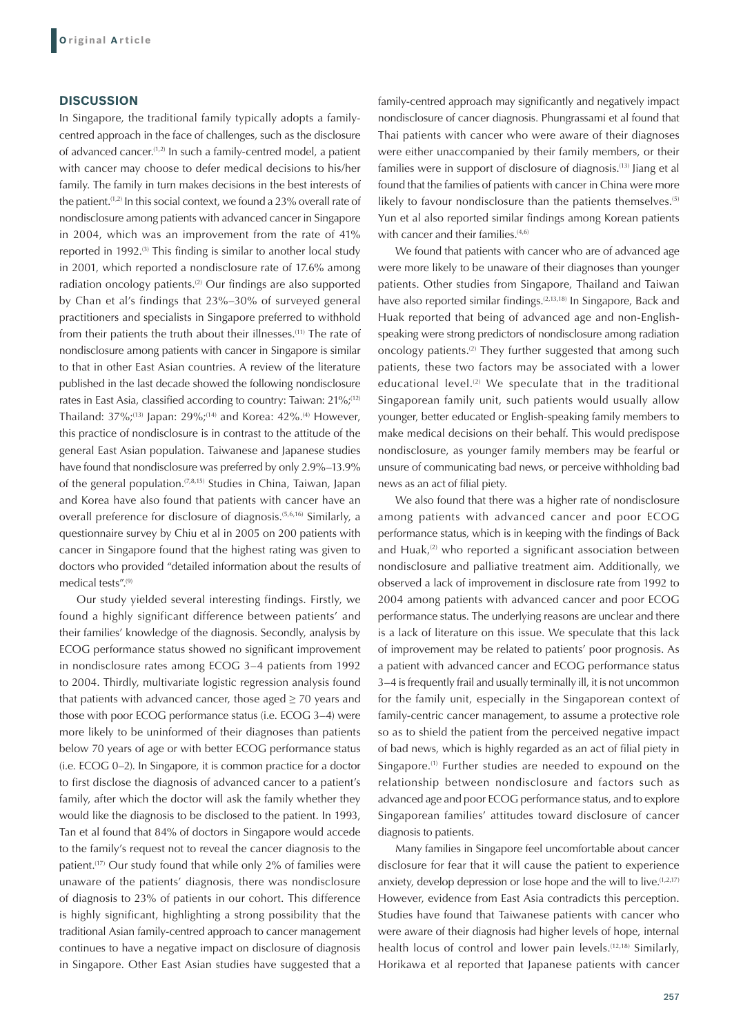## DISCUSSION

In Singapore, the traditional family typically adopts a family-centred approach in the face of challenges, such as the disclosure of advanced cancer.[1,2] In such a family-centred model, a patient with cancer may choose to defer medical decisions to his/her family. The family in turn makes decisions in the best interests of the patient.[1,2] In this social context, we found a 23% overall rate of nondisclosure among patients with advanced cancer in Singapore in 2004, which was an improvement from the rate of 41% reported in 1992.[3] This finding is similar to another local study in 2001, which reported a nondisclosure rate of 17.6% among radiation oncology patients.[2] Our findings are also supported by Chan et al's findings that 23%–30% of surveyed general practitioners and specialists in Singapore preferred to withhold from their patients the truth about their illnesses.[11] The rate of nondisclosure among patients with cancer in Singapore is similar to that in other East Asian countries. A review of the literature published in the last decade showed the following nondisclosure rates in East Asia, classified according to country: Taiwan: 21%;[12] Thailand: 37%;[13] Japan: 29%;[14] and Korea: 42%.[4] However, this practice of nondisclosure is in contrast to the attitude of the general East Asian population. Taiwanese and Japanese studies have found that nondisclosure was preferred by only 2.9%–13.9% of the general population.[7,8,15] Studies in China, Taiwan, Japan and Korea have also found that patients with cancer have an overall preference for disclosure of diagnosis.[5,6,16] Similarly, a questionnaire survey by Chiu et al in 2005 on 200 patients with cancer in Singapore found that the highest rating was given to doctors who provided "detailed information about the results of medical tests".[9]

Our study yielded several interesting findings. Firstly, we found a highly significant difference between patients' and their families' knowledge of the diagnosis. Secondly, analysis by ECOG performance status showed no significant improvement in nondisclosure rates among ECOG 3–4 patients from 1992 to 2004. Thirdly, multivariate logistic regression analysis found that patients with advanced cancer, those aged $\geq$ 70 years and those with poor ECOG performance status (i.e. ECOG 3–4) were more likely to be uninformed of their diagnoses than patients below 70 years of age or with better ECOG performance status (i.e. ECOG 0–2). In Singapore, it is common practice for a doctor to first disclose the diagnosis of advanced cancer to a patient's family, after which the doctor will ask the family whether they would like the diagnosis to be disclosed to the patient. In 1993, Tan et al found that 84% of doctors in Singapore would accede to the family's request not to reveal the cancer diagnosis to the patient.[17] Our study found that while only 2% of families were unaware of the patients' diagnosis, there was nondisclosure of diagnosis to 23% of patients in our cohort. This difference is highly significant, highlighting a strong possibility that the traditional Asian family-centred approach to cancer management continues to have a negative impact on disclosure of diagnosis in Singapore. Other East Asian studies have suggested that a family-centred approach may significantly and negatively impact nondisclosure of cancer diagnosis. Phungrassami et al found that Thai patients with cancer who were aware of their diagnoses were either unaccompanied by their family members, or their families were in support of disclosure of diagnosis.[13] Jiang et al found that the families of patients with cancer in China were more likely to favour nondisclosure than the patients themselves.[5] Yun et al also reported similar findings among Korean patients with cancer and their families.[4,6]

We found that patients with cancer who are of advanced age were more likely to be unaware of their diagnoses than younger patients. Other studies from Singapore, Thailand and Taiwan have also reported similar findings.[2,13,18] In Singapore, Back and Huak reported that being of advanced age and non-English-speaking were strong predictors of nondisclosure among radiation oncology patients.[2] They further suggested that among such patients, these two factors may be associated with a lower educational level.[2] We speculate that in the traditional Singaporean family unit, such patients would usually allow younger, better educated or English-speaking family members to make medical decisions on their behalf. This would predispose nondisclosure, as younger family members may be fearful or unsure of communicating bad news, or perceive withholding bad news as an act of filial piety.

We also found that there was a higher rate of nondisclosure among patients with advanced cancer and poor ECOG performance status, which is in keeping with the findings of Back and Huak,[2] who reported a significant association between nondisclosure and palliative treatment aim. Additionally, we observed a lack of improvement in disclosure rate from 1992 to 2004 among patients with advanced cancer and poor ECOG performance status. The underlying reasons are unclear and there is a lack of literature on this issue. We speculate that this lack of improvement may be related to patients' poor prognosis. As a patient with advanced cancer and ECOG performance status 3–4 is frequently frail and usually terminally ill, it is not uncommon for the family unit, especially in the Singaporean context of family-centric cancer management, to assume a protective role so as to shield the patient from the perceived negative impact of bad news, which is highly regarded as an act of filial piety in Singapore.[1] Further studies are needed to expound on the relationship between nondisclosure and factors such as advanced age and poor ECOG performance status, and to explore Singaporean families' attitudes toward disclosure of cancer diagnosis to patients.

Many families in Singapore feel uncomfortable about cancer disclosure for fear that it will cause the patient to experience anxiety, develop depression or lose hope and the will to live.[1,2,17] However, evidence from East Asia contradicts this perception. Studies have found that Taiwanese patients with cancer who were aware of their diagnosis had higher levels of hope, internal health locus of control and lower pain levels.[12,18] Similarly, Horikawa et al reported that Japanese patients with cancer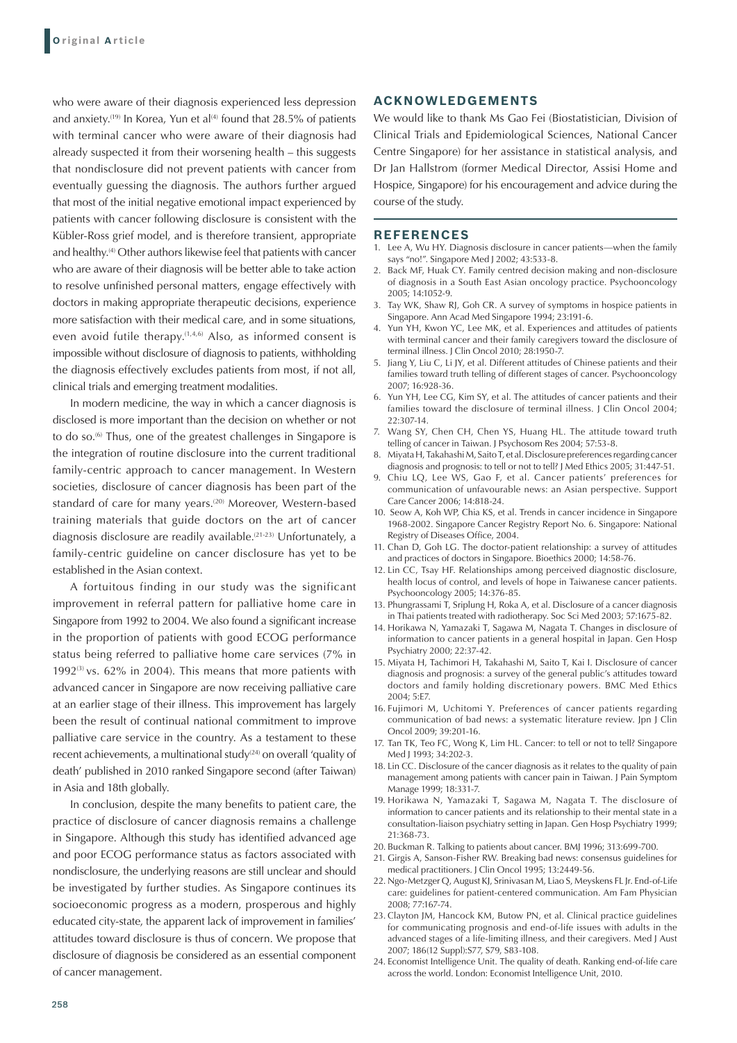who were aware of their diagnosis experienced less depression and anxiety.[19] In Korea, Yun et al[4] found that 28.5% of patients with terminal cancer who were aware of their diagnosis had already suspected it from their worsening health – this suggests that nondisclosure did not prevent patients with cancer from eventually guessing the diagnosis. The authors further argued that most of the initial negative emotional impact experienced by patients with cancer following disclosure is consistent with the Kübler-Ross grief model, and is therefore transient, appropriate and healthy.[4] Other authors likewise feel that patients with cancer who are aware of their diagnosis will be better able to take action to resolve unfinished personal matters, engage effectively with doctors in making appropriate therapeutic decisions, experience more satisfaction with their medical care, and in some situations, even avoid futile therapy.[1,4,6] Also, as informed consent is impossible without disclosure of diagnosis to patients, withholding the diagnosis effectively excludes patients from most, if not all, clinical trials and emerging treatment modalities.

In modern medicine, the way in which a cancer diagnosis is disclosed is more important than the decision on whether or not to do so.[6] Thus, one of the greatest challenges in Singapore is the integration of routine disclosure into the current traditional family-centric approach to cancer management. In Western societies, disclosure of cancer diagnosis has been part of the standard of care for many years.[20] Moreover, Western-based training materials that guide doctors on the art of cancer diagnosis disclosure are readily available.[21-23] Unfortunately, a family-centric guideline on cancer disclosure has yet to be established in the Asian context.

A fortuitous finding in our study was the significant improvement in referral pattern for palliative home care in Singapore from 1992 to 2004. We also found a significant increase in the proportion of patients with good ECOG performance status being referred to palliative home care services (7% in 1992[3] vs. 62% in 2004). This means that more patients with advanced cancer in Singapore are now receiving palliative care at an earlier stage of their illness. This improvement has largely been the result of continual national commitment to improve palliative care service in the country. As a testament to these recent achievements, a multinational study[24] on overall 'quality of death' published in 2010 ranked Singapore second (after Taiwan) in Asia and 18th globally.

In conclusion, despite the many benefits to patient care, the practice of disclosure of cancer diagnosis remains a challenge in Singapore. Although this study has identified advanced age and poor ECOG performance status as factors associated with nondisclosure, the underlying reasons are still unclear and should be investigated by further studies. As Singapore continues its socioeconomic progress as a modern, prosperous and highly educated city-state, the apparent lack of improvement in families' attitudes toward disclosure is thus of concern. We propose that disclosure of diagnosis be considered as an essential component of cancer management.

## ACKNOWLEDGEMENTS

We would like to thank Ms Gao Fei (Biostatistician, Division of Clinical Trials and Epidemiological Sciences, National Cancer Centre Singapore) for her assistance in statistical analysis, and Dr Jan Hallstrom (former Medical Director, Assisi Home and Hospice, Singapore) for his encouragement and advice during the course of the study.

## REFERENCES

1. Lee A, Wu HY. Diagnosis disclosure in cancer patients—when the family says "no!". Singapore Med J 2002; 43:533-8.
2. Back MF, Huak CY. Family centred decision making and non-disclosure of diagnosis in a South East Asian oncology practice. Psychooncology 2005; 14:1052-9.
3. Tay WK, Shaw RJ, Goh CR. A survey of symptoms in hospice patients in Singapore. Ann Acad Med Singapore 1994; 23:191-6.
4. Yun YH, Kwon YC, Lee MK, et al. Experiences and attitudes of patients with terminal cancer and their family caregivers toward the disclosure of terminal illness. J Clin Oncol 2010; 28:1950-7.
5. Jiang Y, Liu C, Li JY, et al. Different attitudes of Chinese patients and their families toward truth telling of different stages of cancer. Psychooncology 2007; 16:928-36.
6. Yun YH, Lee CG, Kim SY, et al. The attitudes of cancer patients and their families toward the disclosure of terminal illness. J Clin Oncol 2004; 22:307-14.
7. Wang SY, Chen CH, Chen YS, Huang HL. The attitude toward truth telling of cancer in Taiwan. J Psychosom Res 2004; 57:53-8.
8. Miyata H, Takahashi M, Saito T, et al. Disclosure preferences regarding cancer diagnosis and prognosis: to tell or not to tell? J Med Ethics 2005; 31:447-51.
9. Chiu LQ, Lee WS, Gao F, et al. Cancer patients' preferences for communication of unfavourable news: an Asian perspective. Support Care Cancer 2006; 14:818-24.
10. Seow A, Koh WP, Chia KS, et al. Trends in cancer incidence in Singapore 1968-2002. Singapore Cancer Registry Report No. 6. Singapore: National Registry of Diseases Office, 2004.
11. Chan D, Goh LG. The doctor-patient relationship: a survey of attitudes and practices of doctors in Singapore. Bioethics 2000; 14:58-76.
12. Lin CC, Tsay HF. Relationships among perceived diagnostic disclosure, health locus of control, and levels of hope in Taiwanese cancer patients. Psychooncology 2005; 14:376-85.
13. Phungrassami T, Sriplung H, Roka A, et al. Disclosure of a cancer diagnosis in Thai patients treated with radiotherapy. Soc Sci Med 2003; 57:1675-82.
14. Horikawa N, Yamazaki T, Sagawa M, Nagata T. Changes in disclosure of information to cancer patients in a general hospital in Japan. Gen Hosp Psychiatry 2000; 22:37-42.
15. Miyata H, Tachimori H, Takahashi M, Saito T, Kai I. Disclosure of cancer diagnosis and prognosis: a survey of the general public's attitudes toward doctors and family holding discretionary powers. BMC Med Ethics 2004; 5:E7.
16. Fujimori M, Uchitomi Y. Preferences of cancer patients regarding communication of bad news: a systematic literature review. Jpn J Clin Oncol 2009; 39:201-16.
17. Tan TK, Teo FC, Wong K, Lim HL. Cancer: to tell or not to tell? Singapore Med J 1993; 34:202-3.
18. Lin CC. Disclosure of the cancer diagnosis as it relates to the quality of pain management among patients with cancer pain in Taiwan. J Pain Symptom Manage 1999; 18:331-7.
19. Horikawa N, Yamazaki T, Sagawa M, Nagata T. The disclosure of information to cancer patients and its relationship to their mental state in a consultation-liaison psychiatry setting in Japan. Gen Hosp Psychiatry 1999; 21:368-73.
20. Buckman R. Talking to patients about cancer. BMJ 1996; 313:699-700.
21. Girgis A, Sanson-Fisher RW. Breaking bad news: consensus guidelines for medical practitioners. J Clin Oncol 1995; 13:2449-56.
22. Ngo-Metzger Q, August KJ, Srinivasan M, Liao S, Meyskens FL Jr. End-of-Life care: guidelines for patient-centered communication. Am Fam Physician 2008; 77:167-74.
23. Clayton JM, Hancock KM, Butow PN, et al. Clinical practice guidelines for communicating prognosis and end-of-life issues with adults in the advanced stages of a life-limiting illness, and their caregivers. Med J Aust 2007; 186(12 Suppl):S77, S79, S83-108.
24. Economist Intelligence Unit. The quality of death. Ranking end-of-life care across the world. London: Economist Intelligence Unit, 2010.